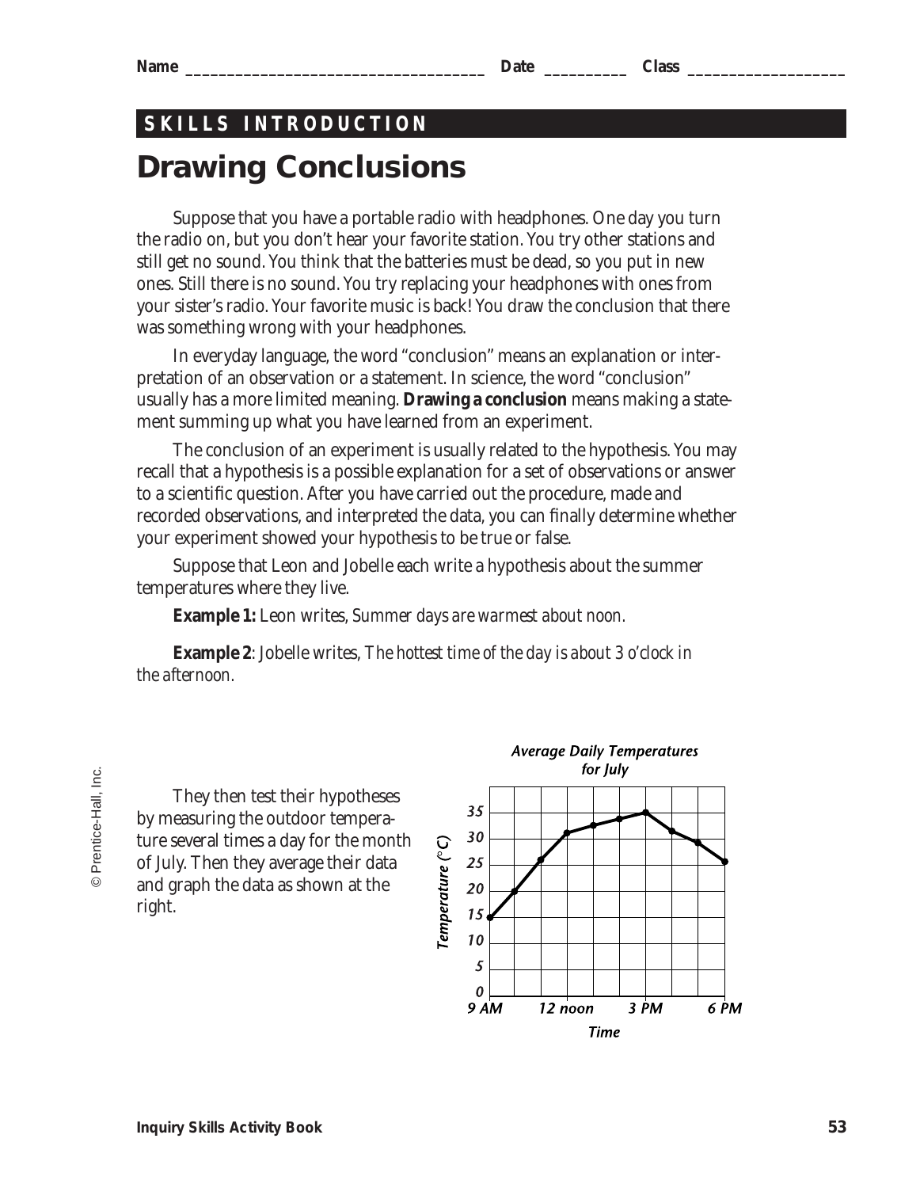Name ___________________________________ Date __________ Class ___________________

SKILLS INTRODUCTION

# Drawing Conclusions

Suppose that you have a portable radio with headphones. One day you turn the radio on, but you don't hear your favorite station. You try other stations and still get no sound. You think that the batteries must be dead, so you put in new ones. Still there is no sound. You try replacing your headphones with ones from your sister's radio. Your favorite music is back! You draw the conclusion that there was something wrong with your headphones.

In everyday language, the word "conclusion" means an explanation or interpretation of an observation or a statement. In science, the word "conclusion" usually has a more limited meaning. **Drawing a conclusion** means making a statement summing up what you have learned from an experiment.

The conclusion of an experiment is usually related to the hypothesis. You may recall that a hypothesis is a possible explanation for a set of observations or answer to a scientific question. After you have carried out the procedure, made and recorded observations, and interpreted the data, you can finally determine whether your experiment showed your hypothesis to be true or false.

Suppose that Leon and Jobelle each write a hypothesis about the summer temperatures where they live.

**Example 1:** Leon writes, *Summer days are warmest about noon.*

**Example 2**: Jobelle writes, *The hottest time of the day is about 3 o'clock in the afternoon.*

They then test their hypotheses by measuring the outdoor temperature several times a day for the month of July. Then they average their data and graph the data as shown at the right.

*Average Daily Temperatures for July*

Temperature (°C) vs. Time (9 AM, 12 noon, 3 PM, 6 PM)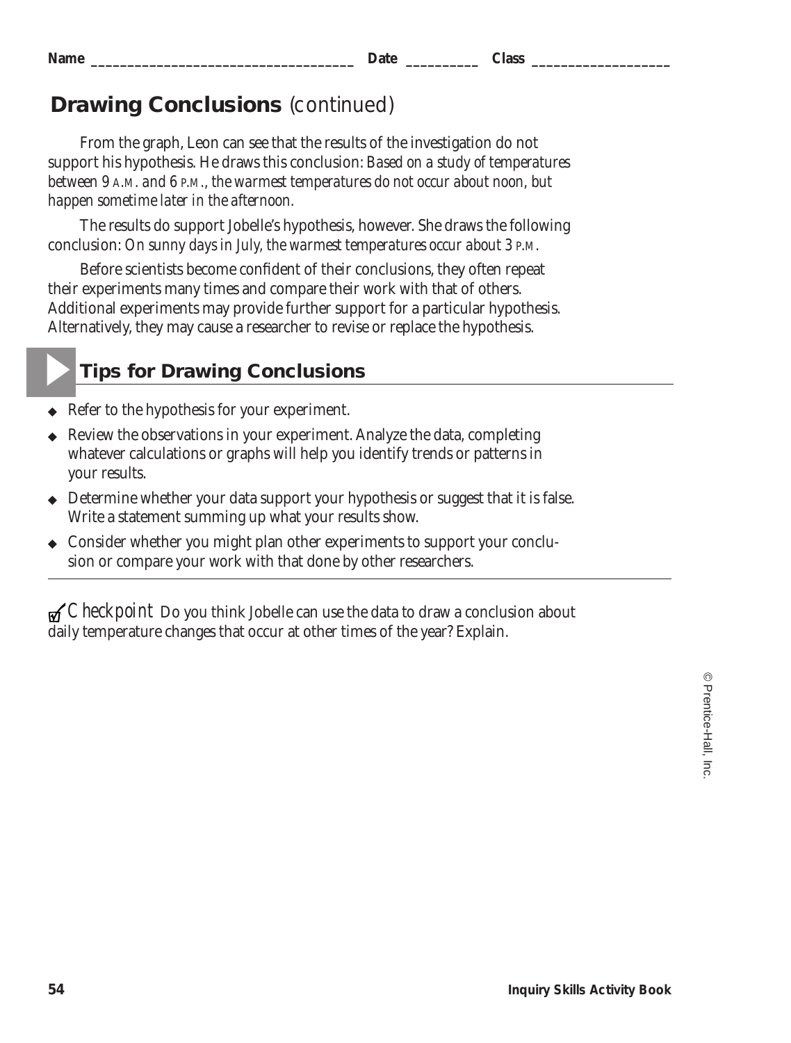Name ___________________________________ Date __________ Class ___________________

## Drawing Conclusions (continued)

From the graph, Leon can see that the results of the investigation do not support his hypothesis. He draws this conclusion: *Based on a study of temperatures between 9 A.M. and 6 P.M., the warmest temperatures do not occur about noon, but happen sometime later in the afternoon.*

The results do support Jobelle's hypothesis, however. She draws the following conclusion: *On sunny days in July, the warmest temperatures occur about 3 P.M.*

Before scientists become confident of their conclusions, they often repeat their experiments many times and compare their work with that of others. Additional experiments may provide further support for a particular hypothesis. Alternatively, they may cause a researcher to revise or replace the hypothesis.

### Tips for Drawing Conclusions

- Refer to the hypothesis for your experiment.
- Review the observations in your experiment. Analyze the data, completing whatever calculations or graphs will help you identify trends or patterns in your results.
- Determine whether your data support your hypothesis or suggest that it is false. Write a statement summing up what your results show.
- Consider whether you might plan other experiments to support your conclusion or compare your work with that done by other researchers.

*Checkpoint* Do you think Jobelle can use the data to draw a conclusion about daily temperature changes that occur at other times of the year? Explain.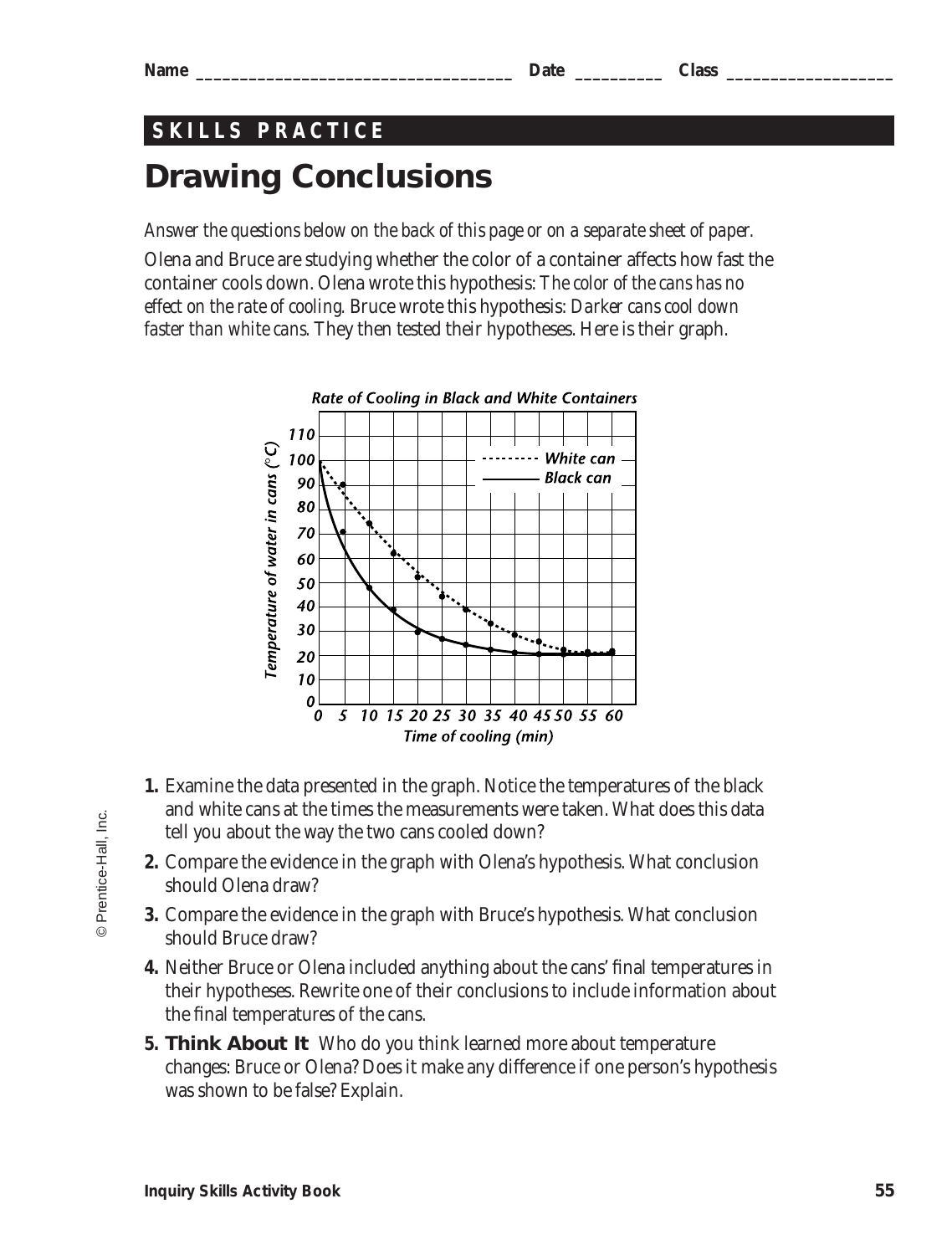Name ___________________________________ Date __________ Class ___________________

## SKILLS PRACTICE

# Drawing Conclusions

*Answer the questions below on the back of this page or on a separate sheet of paper.*

Olena and Bruce are studying whether the color of a container affects how fast the container cools down. Olena wrote this hypothesis: *The color of the cans has no effect on the rate of cooling.* Bruce wrote this hypothesis: *Darker cans cool down faster than white cans.* They then tested their hypotheses. Here is their graph.

*Rate of Cooling in Black and White Containers*

Temperature of water in cans (°C)

110
100
90
80
70
60
50
40
30
20
10
0

0 5 10 15 20 25 30 35 40 45 50 55 60

Time of cooling (min)

White can

Black can

1. Examine the data presented in the graph. Notice the temperatures of the black and white cans at the times the measurements were taken. What does this data tell you about the way the two cans cooled down?
2. Compare the evidence in the graph with Olena's hypothesis. What conclusion should Olena draw?
3. Compare the evidence in the graph with Bruce's hypothesis. What conclusion should Bruce draw?
4. Neither Bruce or Olena included anything about the cans' final temperatures in their hypotheses. Rewrite one of their conclusions to include information about the final temperatures of the cans.
5. **Think About It** Who do you think learned more about temperature changes: Bruce or Olena? Does it make any difference if one person's hypothesis was shown to be false? Explain.

© Prentice-Hall, Inc.